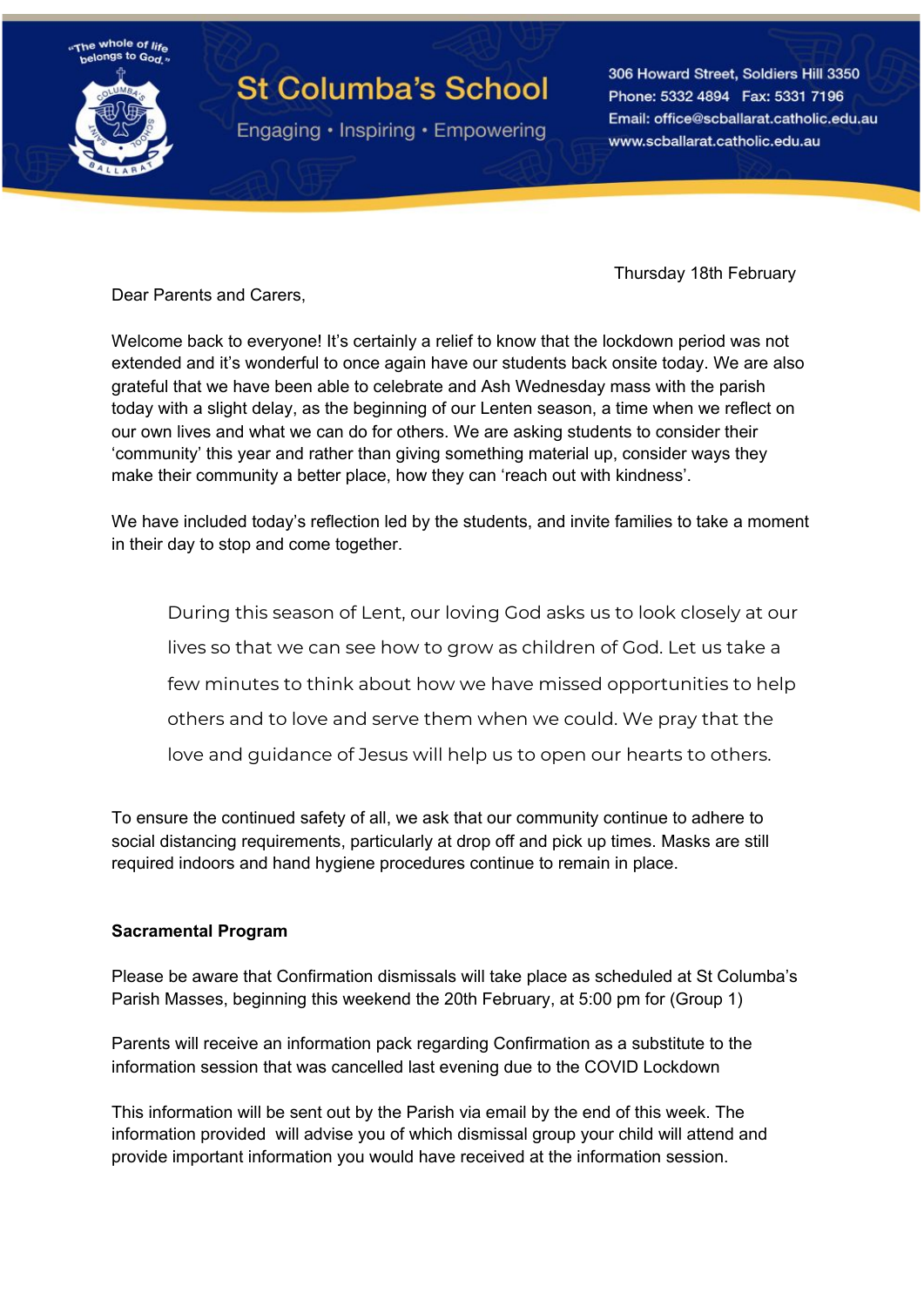"The whole of life belongs to God."

# St Columba's School

Engaging • Inspiring • Empowering

306 Howard Street, Soldiers Hill 3350
Phone: 5332 4894 Fax: 5331 7196
Email: office@scballarat.catholic.edu.au
www.scballarat.catholic.edu.au

Thursday 18th February

Dear Parents and Carers,

Welcome back to everyone! It's certainly a relief to know that the lockdown period was not extended and it's wonderful to once again have our students back onsite today. We are also grateful that we have been able to celebrate and Ash Wednesday mass with the parish today with a slight delay, as the beginning of our Lenten season, a time when we reflect on our own lives and what we can do for others. We are asking students to consider their 'community' this year and rather than giving something material up, consider ways they make their community a better place, how they can 'reach out with kindness'.

We have included today's reflection led by the students, and invite families to take a moment in their day to stop and come together.

> During this season of Lent, our loving God asks us to look closely at our lives so that we can see how to grow as children of God. Let us take a few minutes to think about how we have missed opportunities to help others and to love and serve them when we could. We pray that the love and guidance of Jesus will help us to open our hearts to others.

To ensure the continued safety of all, we ask that our community continue to adhere to social distancing requirements, particularly at drop off and pick up times. Masks are still required indoors and hand hygiene procedures continue to remain in place.

**Sacramental Program**

Please be aware that Confirmation dismissals will take place as scheduled at St Columba's Parish Masses, beginning this weekend the 20th February, at 5:00 pm for (Group 1)

Parents will receive an information pack regarding Confirmation as a substitute to the information session that was cancelled last evening due to the COVID Lockdown

This information will be sent out by the Parish via email by the end of this week. The information provided will advise you of which dismissal group your child will attend and provide important information you would have received at the information session.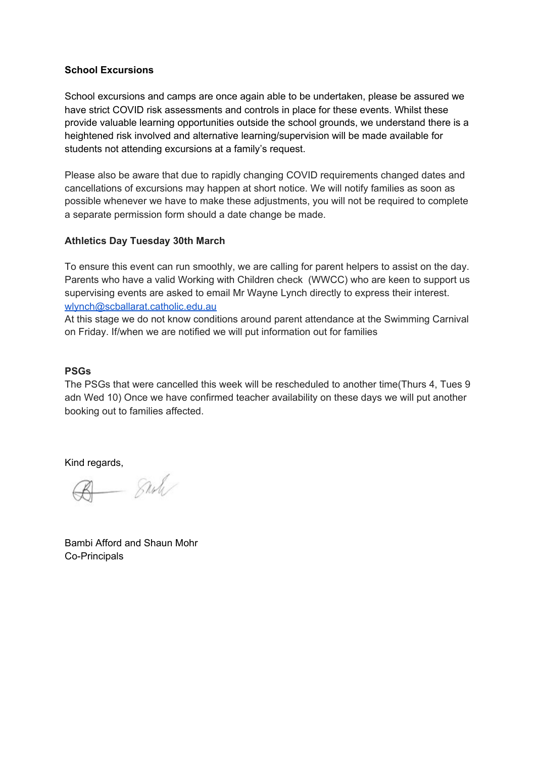**School Excursions**

School excursions and camps are once again able to be undertaken, please be assured we have strict COVID risk assessments and controls in place for these events. Whilst these provide valuable learning opportunities outside the school grounds, we understand there is a heightened risk involved and alternative learning/supervision will be made available for students not attending excursions at a family's request.

Please also be aware that due to rapidly changing COVID requirements changed dates and cancellations of excursions may happen at short notice. We will notify families as soon as possible whenever we have to make these adjustments, you will not be required to complete a separate permission form should a date change be made.

**Athletics Day Tuesday 30th March**

To ensure this event can run smoothly, we are calling for parent helpers to assist on the day. Parents who have a valid Working with Children check (WWCC) who are keen to support us supervising events are asked to email Mr Wayne Lynch directly to express their interest. wlynch@scballarat.catholic.edu.au
At this stage we do not know conditions around parent attendance at the Swimming Carnival on Friday. If/when we are notified we will put information out for families

**PSGs**

The PSGs that were cancelled this week will be rescheduled to another time(Thurs 4, Tues 9 adn Wed 10) Once we have confirmed teacher availability on these days we will put another booking out to families affected.

Kind regards,

Bambi Afford and Shaun Mohr
Co-Principals